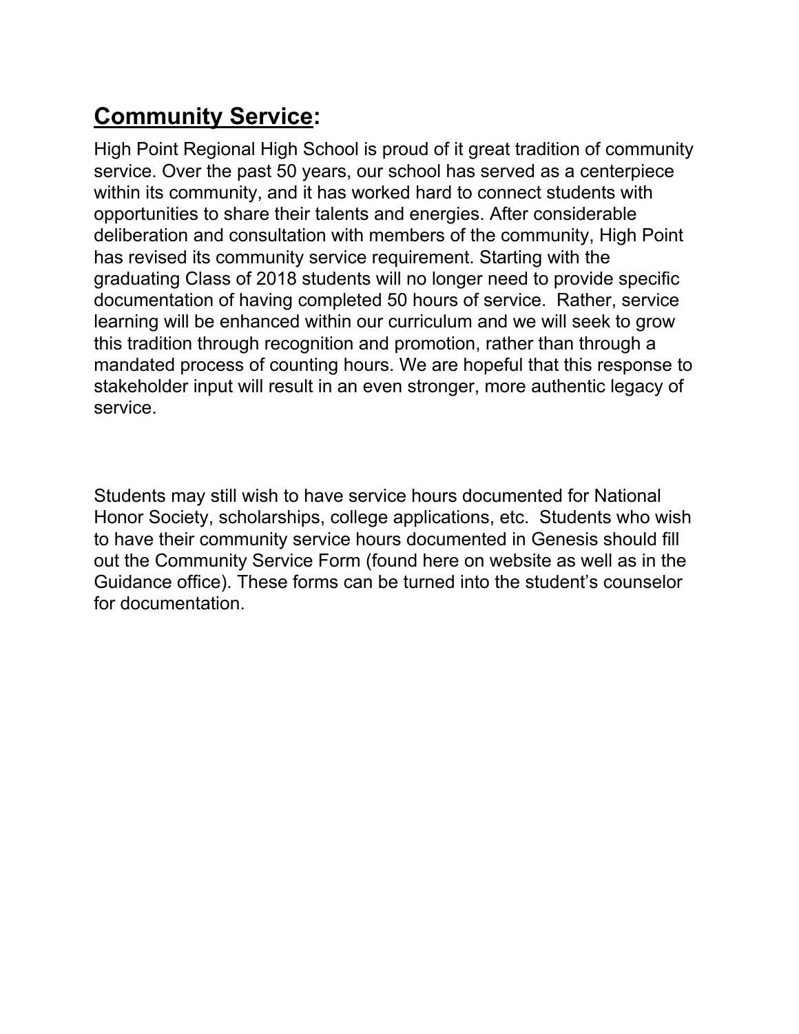## **Community Service:**

High Point Regional High School is proud of it great tradition of community service. Over the past 50 years, our school has served as a centerpiece within its community, and it has worked hard to connect students with opportunities to share their talents and energies. After considerable deliberation and consultation with members of the community, High Point has revised its community service requirement. Starting with the graduating Class of 2018 students will no longer need to provide specific documentation of having completed 50 hours of service. Rather, service learning will be enhanced within our curriculum and we will seek to grow this tradition through recognition and promotion, rather than through a mandated process of counting hours. We are hopeful that this response to stakeholder input will result in an even stronger, more authentic legacy of service.

Students may still wish to have service hours documented for National Honor Society, scholarships, college applications, etc. Students who wish to have their community service hours documented in Genesis should fill out the Community Service Form (found here on website as well as in the Guidance office). These forms can be turned into the student's counselor for documentation.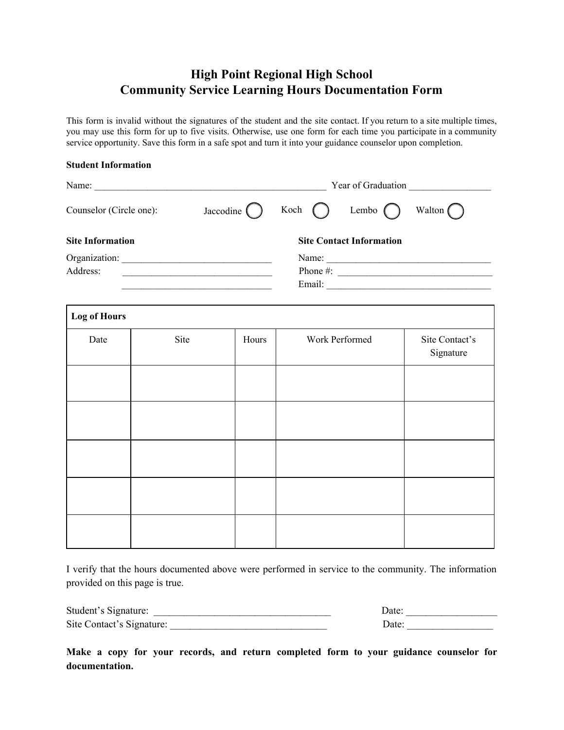# High Point Regional High School
# Community Service Learning Hours Documentation Form

This form is invalid without the signatures of the student and the site contact. If you return to a site multiple times, you may use this form for up to five visits. Otherwise, use one form for each time you participate in a community service opportunity. Save this form in a safe spot and turn it into your guidance counselor upon completion.

**Student Information**

Name: ___________________________________________________ Year of Graduation _________________

Counselor (Circle one): Jaccodine ◯ Koch ◯ Lembo ◯ Walton ◯

**Site Information**

Organization: _______________________________

Address: _______________________________

_______________________________

**Site Contact Information**

Name: __________________________________

Phone #: ________________________________

Email: __________________________________

**Log of Hours**

| Date | Site | Hours | Work Performed | Site Contact's Signature |
|---|---|---|---|---|
| | | | | |
| | | | | |
| | | | | |
| | | | | |
| | | | | |

I verify that the hours documented above were performed in service to the community. The information provided on this page is true.

Student's Signature: ____________________________________ Date: __________________

Site Contact's Signature: ________________________________ Date: _________________

**Make a copy for your records, and return completed form to your guidance counselor for documentation.**